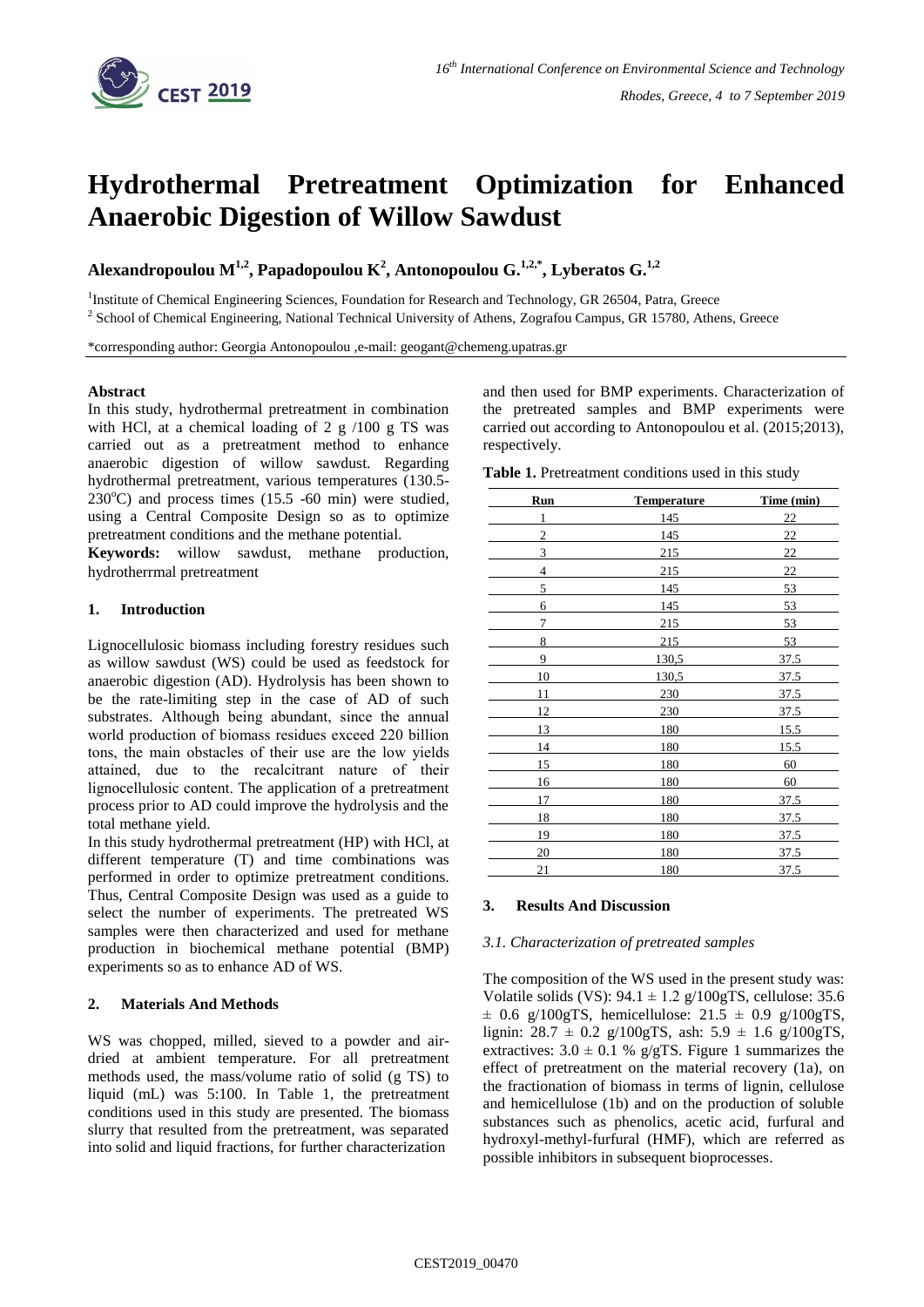# Hydrothermal Pretreatment Optimization for Enhanced Anaerobic Digestion of Willow Sawdust

**Alexandropoulou M[1,2], Papadopoulou K[2], Antonopoulou G.[1,2,*], Lyberatos G.[1,2]**

[1]Institute of Chemical Engineering Sciences, Foundation for Research and Technology, GR 26504, Patra, Greece
[2] School of Chemical Engineering, National Technical University of Athens, Zografou Campus, GR 15780, Athens, Greece

*corresponding author: Georgia Antonopoulou ,e-mail: geogant@chemeng.upatras.gr

**Abstract**

In this study, hydrothermal pretreatment in combination with HCl, at a chemical loading of 2 g /100 g TS was carried out as a pretreatment method to enhance anaerobic digestion of willow sawdust. Regarding hydrothermal pretreatment, various temperatures (130.5-230$^{o}$C) and process times (15.5 -60 min) were studied, using a Central Composite Design so as to optimize pretreatment conditions and the methane potential.

**Keywords:** willow sawdust, methane production, hydrotherrmal pretreatment

## 1. Introduction

Lignocellulosic biomass including forestry residues such as willow sawdust (WS) could be used as feedstock for anaerobic digestion (AD). Hydrolysis has been shown to be the rate-limiting step in the case of AD of such substrates. Although being abundant, since the annual world production of biomass residues exceed 220 billion tons, the main obstacles of their use are the low yields attained, due to the recalcitrant nature of their lignocellulosic content. The application of a pretreatment process prior to AD could improve the hydrolysis and the total methane yield.

In this study hydrothermal pretreatment (HP) with HCl, at different temperature (T) and time combinations was performed in order to optimize pretreatment conditions. Thus, Central Composite Design was used as a guide to select the number of experiments. The pretreated WS samples were then characterized and used for methane production in biochemical methane potential (BMP) experiments so as to enhance AD of WS.

## 2. Materials And Methods

WS was chopped, milled, sieved to a powder and air-dried at ambient temperature. For all pretreatment methods used, the mass/volume ratio of solid (g TS) to liquid (mL) was 5:100. In Table 1, the pretreatment conditions used in this study are presented. The biomass slurry that resulted from the pretreatment, was separated into solid and liquid fractions, for further characterization and then used for BMP experiments. Characterization of the pretreated samples and BMP experiments were carried out according to Antonopoulou et al. (2015;2013), respectively.

**Table 1.** Pretreatment conditions used in this study

| Run | Temperature | Time (min) |
|---|---|---|
| 1 | 145 | 22 |
| 2 | 145 | 22 |
| 3 | 215 | 22 |
| 4 | 215 | 22 |
| 5 | 145 | 53 |
| 6 | 145 | 53 |
| 7 | 215 | 53 |
| 8 | 215 | 53 |
| 9 | 130,5 | 37.5 |
| 10 | 130,5 | 37.5 |
| 11 | 230 | 37.5 |
| 12 | 230 | 37.5 |
| 13 | 180 | 15.5 |
| 14 | 180 | 15.5 |
| 15 | 180 | 60 |
| 16 | 180 | 60 |
| 17 | 180 | 37.5 |
| 18 | 180 | 37.5 |
| 19 | 180 | 37.5 |
| 20 | 180 | 37.5 |
| 21 | 180 | 37.5 |

## 3. Results And Discussion

### *3.1. Characterization of pretreated samples*

The composition of the WS used in the present study was: Volatile solids (VS): 94.1 ± 1.2 g/100gTS, cellulose: 35.6 ± 0.6 g/100gTS, hemicellulose: 21.5 ± 0.9 g/100gTS, lignin: 28.7 ± 0.2 g/100gTS, ash: 5.9 ± 1.6 g/100gTS, extractives: 3.0 ± 0.1 % g/gTS. Figure 1 summarizes the effect of pretreatment on the material recovery (1a), on the fractionation of biomass in terms of lignin, cellulose and hemicellulose (1b) and on the production of soluble substances such as phenolics, acetic acid, furfural and hydroxyl-methyl-furfural (HMF), which are referred as possible inhibitors in subsequent bioprocesses.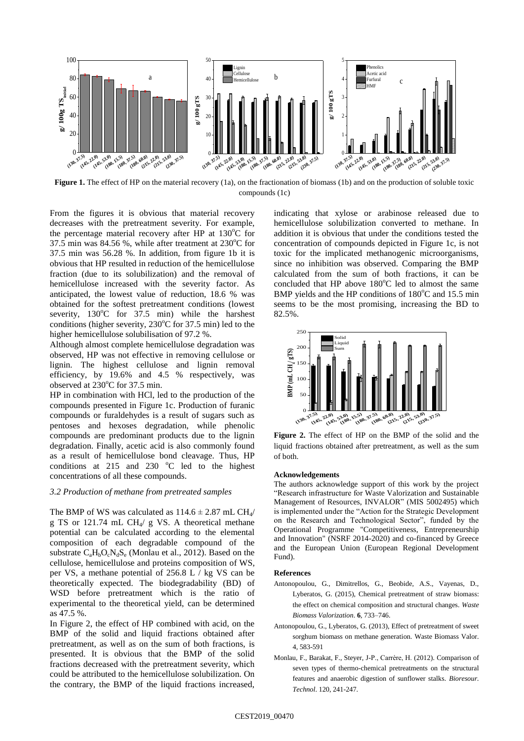100
80
60
40
20
0
g/ 100g TS$_{initial}$
a
(130, 37.5) (145, 22.0) (145, 53.0) (180, 15.5) (180, 37.5) (180, 60.0) (215, 22.0) (215, 53.0) (230, 37.5)

50
40
30
20
10
0
g/ 100 gTS
Lignin
Cellulose
Hemicellulose
b
(130, 37.5) (145, 22.0) (145, 53.0) (180, 15.5) (180, 37.5) (180, 60.0) (215, 22.0) (215, 53.0) (230, 37.5)

5
4
3
2
1
0
g/ 100 gTS
Phenolics
Acetic acid
Furfural
HMF
c
(130, 37.5) (145, 22.0) (145, 53.0) (180, 15.5) (180, 37.5) (180, 60.0) (215, 22.0) (215, 53.0) (230, 37.5)

**Figure 1.** The effect of HP on the material recovery (1a), on the fractionation of biomass (1b) and on the production of soluble toxic compounds (1c)

From the figures it is obvious that material recovery decreases with the pretreatment severity. For example, the percentage material recovery after HP at 130°C for 37.5 min was 84.56 %, while after treatment at 230°C for 37.5 min was 56.28 %. In addition, from figure 1b it is obvious that HP resulted in reduction of the hemicellulose fraction (due to its solubilization) and the removal of hemicellulose increased with the severity factor. As anticipated, the lowest value of reduction, 18.6 % was obtained for the softest pretreatment conditions (lowest severity, 130°C for 37.5 min) while the harshest conditions (higher severity, 230°C for 37.5 min) led to the higher hemicellulose solubilisation of 97.2 %.

Although almost complete hemicellulose degradation was observed, HP was not effective in removing cellulose or lignin. The highest cellulose and lignin removal efficiency, by 19.6% and 4.5 % respectively, was observed at 230°C for 37.5 min.

HP in combination with HCl, led to the production of the compounds presented in Figure 1c. Production of furanic compounds or furaldehydes is a result of sugars such as pentoses and hexoses degradation, while phenolic compounds are predominant products due to the lignin degradation. Finally, acetic acid is also commonly found as a result of hemicellulose bond cleavage. Thus, HP conditions at 215 and 230 °C led to the highest concentrations of all these compounds.

### *3.2 Production of methane from pretreated samples*

The BMP of WS was calculated as 114.6 ± 2.87 mL $CH_4$/ g TS or 121.74 mL $CH_4$/ g VS. A theoretical methane potential can be calculated according to the elemental composition of each degradable compound of the substrate $C_aH_bO_cN_dS_e$ (Monlau et al., 2012). Based on the cellulose, hemicellulose and proteins composition of WS, per VS, a methane potential of 256.8 L / kg VS can be theoretically expected. The biodegradability (BD) of WSD before pretreatment which is the ratio of experimental to the theoretical yield, can be determined as 47.5 %.

In Figure 2, the effect of HP combined with acid, on the BMP of the solid and liquid fractions obtained after pretreatment, as well as on the sum of both fractions, is presented. It is obvious that the BMP of the solid fractions decreased with the pretreatment severity, which could be attributed to the hemicellulose solubilization. On the contrary, the BMP of the liquid fractions increased, indicating that xylose or arabinose released due to hemicellulose solubilization converted to methane. In addition it is obvious that under the conditions tested the concentration of compounds depicted in Figure 1c, is not toxic for the implicated methanogenic microorganisms, since no inhibition was observed. Comparing the BMP calculated from the sum of both fractions, it can be concluded that HP above 180°C led to almost the same BMP yields and the HP conditions of 180°C and 15.5 min seems to be the most promising, increasing the BD to 82.5%.

250
200
150
100
50
0
BMP (mL $CH_4$/ gTS)
Solid
Liquid
Sum
(130, 37.5) (145, 22.0) (145, 53.0) (180, 15.5) (180, 37.5) (180, 60.0) (215, 22.0) (215, 53.0) (230, 37.5)

**Figure 2.** The effect of HP on the BMP of the solid and the liquid fractions obtained after pretreatment, as well as the sum of both.

#### Acknowledgements

The authors acknowledge support of this work by the project "Research infrastructure for Waste Valorization and Sustainable Management of Resources, INVALOR" (MIS 5002495) which is implemented under the "Action for the Strategic Development on the Research and Technological Sector", funded by the Operational Programme "Competitiveness, Entrepreneurship and Innovation" (NSRF 2014-2020) and co-financed by Greece and the European Union (European Regional Development Fund).

#### References

Antonopoulou, G., Dimitrellos, G., Beobide, A.S., Vayenas, D., Lyberatos, G. (2015), Chemical pretreatment of straw biomass: the effect on chemical composition and structural changes. *Waste Biomass Valorization*. **6**, 733–746.

Antonopoulou, G., Lyberatos, G. (2013), Effect of pretreatment of sweet sorghum biomass on methane generation. Waste Biomass Valor. 4, 583-591

Monlau, F., Barakat, F., Steyer, J-P., Carrère, H. (2012). Comparison of seven types of thermo-chemical pretreatments on the structural features and anaerobic digestion of sunflower stalks. *Bioresour. Technol*. 120, 241-247.